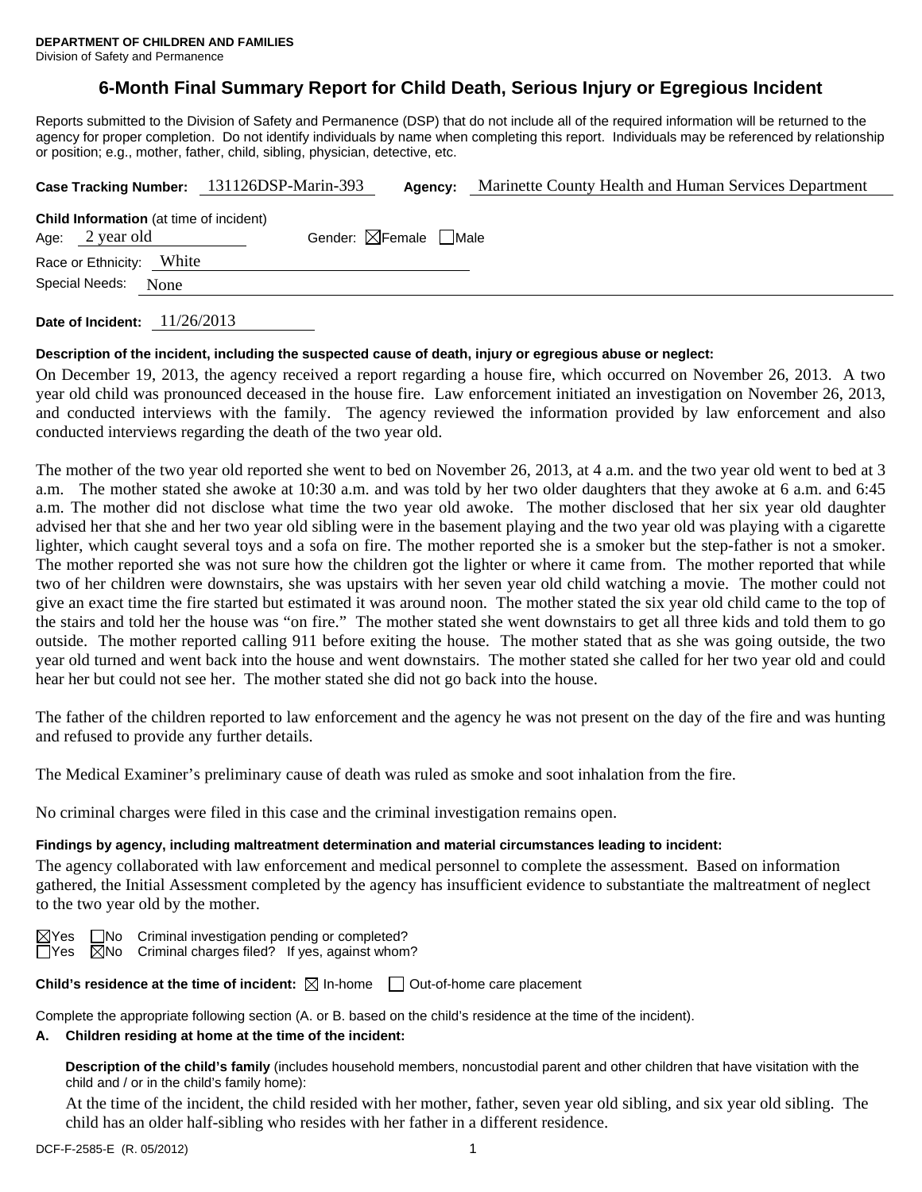**DEPARTMENT OF CHILDREN AND FAMILIES**
Division of Safety and Permanence

# 6-Month Final Summary Report for Child Death, Serious Injury or Egregious Incident

Reports submitted to the Division of Safety and Permanence (DSP) that do not include all of the required information will be returned to the agency for proper completion. Do not identify individuals by name when completing this report. Individuals may be referenced by relationship or position; e.g., mother, father, child, sibling, physician, detective, etc.

**Case Tracking Number:** 131126DSP-Marin-393 **Agency:** Marinette County Health and Human Services Department

**Child Information** (at time of incident)
Age: 2 year old Gender: ☒Female ☐Male
Race or Ethnicity: White
Special Needs: None

**Date of Incident:** 11/26/2013

**Description of the incident, including the suspected cause of death, injury or egregious abuse or neglect:**

On December 19, 2013, the agency received a report regarding a house fire, which occurred on November 26, 2013. A two year old child was pronounced deceased in the house fire. Law enforcement initiated an investigation on November 26, 2013, and conducted interviews with the family. The agency reviewed the information provided by law enforcement and also conducted interviews regarding the death of the two year old.

The mother of the two year old reported she went to bed on November 26, 2013, at 4 a.m. and the two year old went to bed at 3 a.m. The mother stated she awoke at 10:30 a.m. and was told by her two older daughters that they awoke at 6 a.m. and 6:45 a.m. The mother did not disclose what time the two year old awoke. The mother disclosed that her six year old daughter advised her that she and her two year old sibling were in the basement playing and the two year old was playing with a cigarette lighter, which caught several toys and a sofa on fire. The mother reported she is a smoker but the step-father is not a smoker. The mother reported she was not sure how the children got the lighter or where it came from. The mother reported that while two of her children were downstairs, she was upstairs with her seven year old child watching a movie. The mother could not give an exact time the fire started but estimated it was around noon. The mother stated the six year old child came to the top of the stairs and told her the house was "on fire." The mother stated she went downstairs to get all three kids and told them to go outside. The mother reported calling 911 before exiting the house. The mother stated that as she was going outside, the two year old turned and went back into the house and went downstairs. The mother stated she called for her two year old and could hear her but could not see her. The mother stated she did not go back into the house.

The father of the children reported to law enforcement and the agency he was not present on the day of the fire and was hunting and refused to provide any further details.

The Medical Examiner's preliminary cause of death was ruled as smoke and soot inhalation from the fire.

No criminal charges were filed in this case and the criminal investigation remains open.

**Findings by agency, including maltreatment determination and material circumstances leading to incident:**

The agency collaborated with law enforcement and medical personnel to complete the assessment. Based on information gathered, the Initial Assessment completed by the agency has insufficient evidence to substantiate the maltreatment of neglect to the two year old by the mother.

☒Yes ☐No Criminal investigation pending or completed?
☐Yes ☒No Criminal charges filed? If yes, against whom?

**Child's residence at the time of incident:** ☒ In-home ☐ Out-of-home care placement

Complete the appropriate following section (A. or B. based on the child's residence at the time of the incident).

**A. Children residing at home at the time of the incident:**

**Description of the child's family** (includes household members, noncustodial parent and other children that have visitation with the child and / or in the child's family home):

At the time of the incident, the child resided with her mother, father, seven year old sibling, and six year old sibling. The child has an older half-sibling who resides with her father in a different residence.

DCF-F-2585-E (R. 05/2012)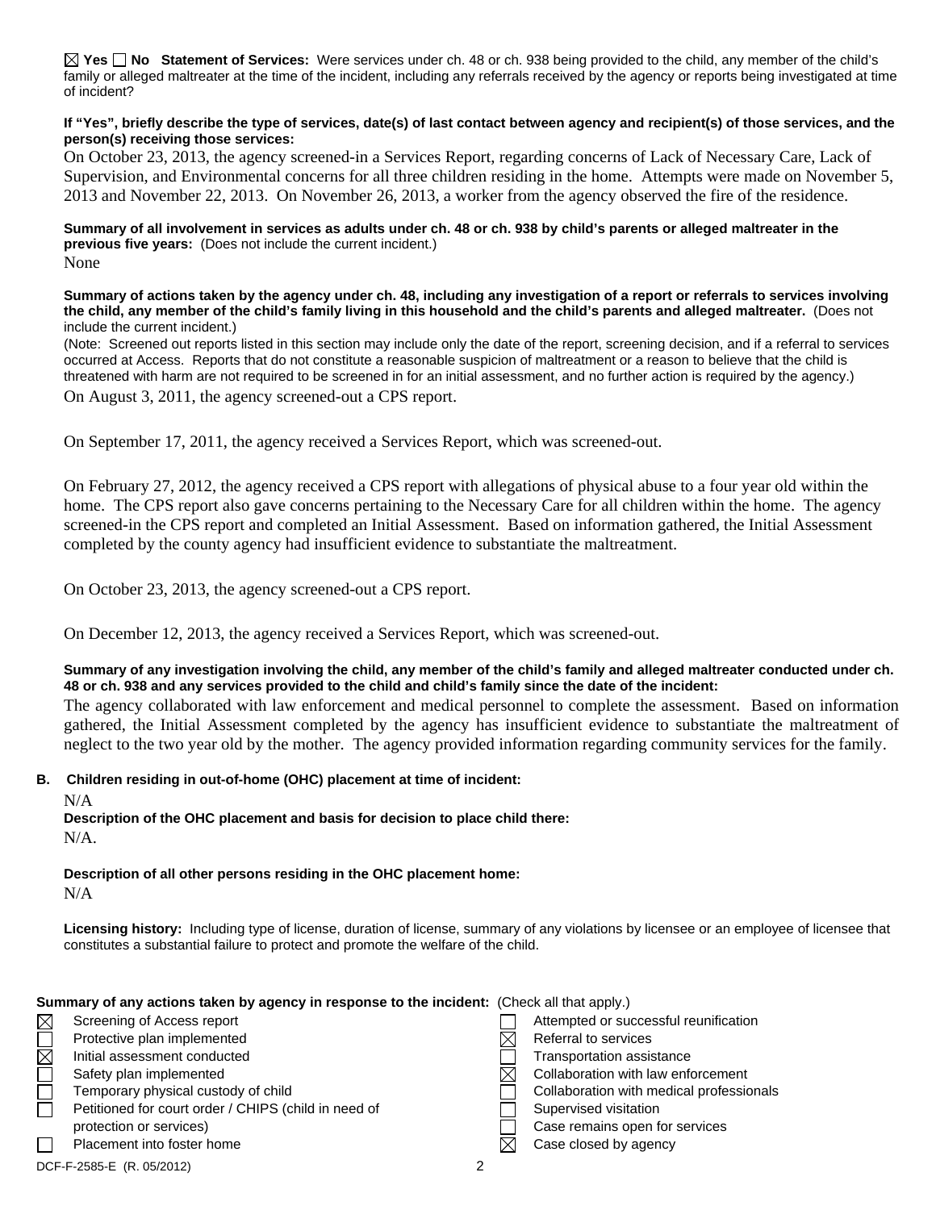☒ Yes ☐ No **Statement of Services:** Were services under ch. 48 or ch. 938 being provided to the child, any member of the child's family or alleged maltreater at the time of the incident, including any referrals received by the agency or reports being investigated at time of incident?

**If "Yes", briefly describe the type of services, date(s) of last contact between agency and recipient(s) of those services, and the person(s) receiving those services:**

On October 23, 2013, the agency screened-in a Services Report, regarding concerns of Lack of Necessary Care, Lack of Supervision, and Environmental concerns for all three children residing in the home. Attempts were made on November 5, 2013 and November 22, 2013. On November 26, 2013, a worker from the agency observed the fire of the residence.

**Summary of all involvement in services as adults under ch. 48 or ch. 938 by child's parents or alleged maltreater in the previous five years:** (Does not include the current incident.)

None

**Summary of actions taken by the agency under ch. 48, including any investigation of a report or referrals to services involving the child, any member of the child's family living in this household and the child's parents and alleged maltreater.** (Does not include the current incident.)

(Note: Screened out reports listed in this section may include only the date of the report, screening decision, and if a referral to services occurred at Access. Reports that do not constitute a reasonable suspicion of maltreatment or a reason to believe that the child is threatened with harm are not required to be screened in for an initial assessment, and no further action is required by the agency.)

On August 3, 2011, the agency screened-out a CPS report.

On September 17, 2011, the agency received a Services Report, which was screened-out.

On February 27, 2012, the agency received a CPS report with allegations of physical abuse to a four year old within the home. The CPS report also gave concerns pertaining to the Necessary Care for all children within the home. The agency screened-in the CPS report and completed an Initial Assessment. Based on information gathered, the Initial Assessment completed by the county agency had insufficient evidence to substantiate the maltreatment.

On October 23, 2013, the agency screened-out a CPS report.

On December 12, 2013, the agency received a Services Report, which was screened-out.

**Summary of any investigation involving the child, any member of the child's family and alleged maltreater conducted under ch. 48 or ch. 938 and any services provided to the child and child's family since the date of the incident:**

The agency collaborated with law enforcement and medical personnel to complete the assessment. Based on information gathered, the Initial Assessment completed by the agency has insufficient evidence to substantiate the maltreatment of neglect to the two year old by the mother. The agency provided information regarding community services for the family.

**B. Children residing in out-of-home (OHC) placement at time of incident:**

N/A

**Description of the OHC placement and basis for decision to place child there:**

N/A.

**Description of all other persons residing in the OHC placement home:**

N/A

**Licensing history:** Including type of license, duration of license, summary of any violations by licensee or an employee of licensee that constitutes a substantial failure to protect and promote the welfare of the child.

**Summary of any actions taken by agency in response to the incident:** (Check all that apply.)

- ☒ Screening of Access report
- ☐ Protective plan implemented
- ☒ Initial assessment conducted
- ☐ Safety plan implemented
- ☐ Temporary physical custody of child
- ☐ Petitioned for court order / CHIPS (child in need of protection or services)
- ☐ Placement into foster home
- ☐ Attempted or successful reunification
- ☒ Referral to services
- ☐ Transportation assistance
- ☒ Collaboration with law enforcement
- ☐ Collaboration with medical professionals
- ☐ Supervised visitation
- ☐ Case remains open for services
- ☒ Case closed by agency

DCF-F-2585-E (R. 05/2012)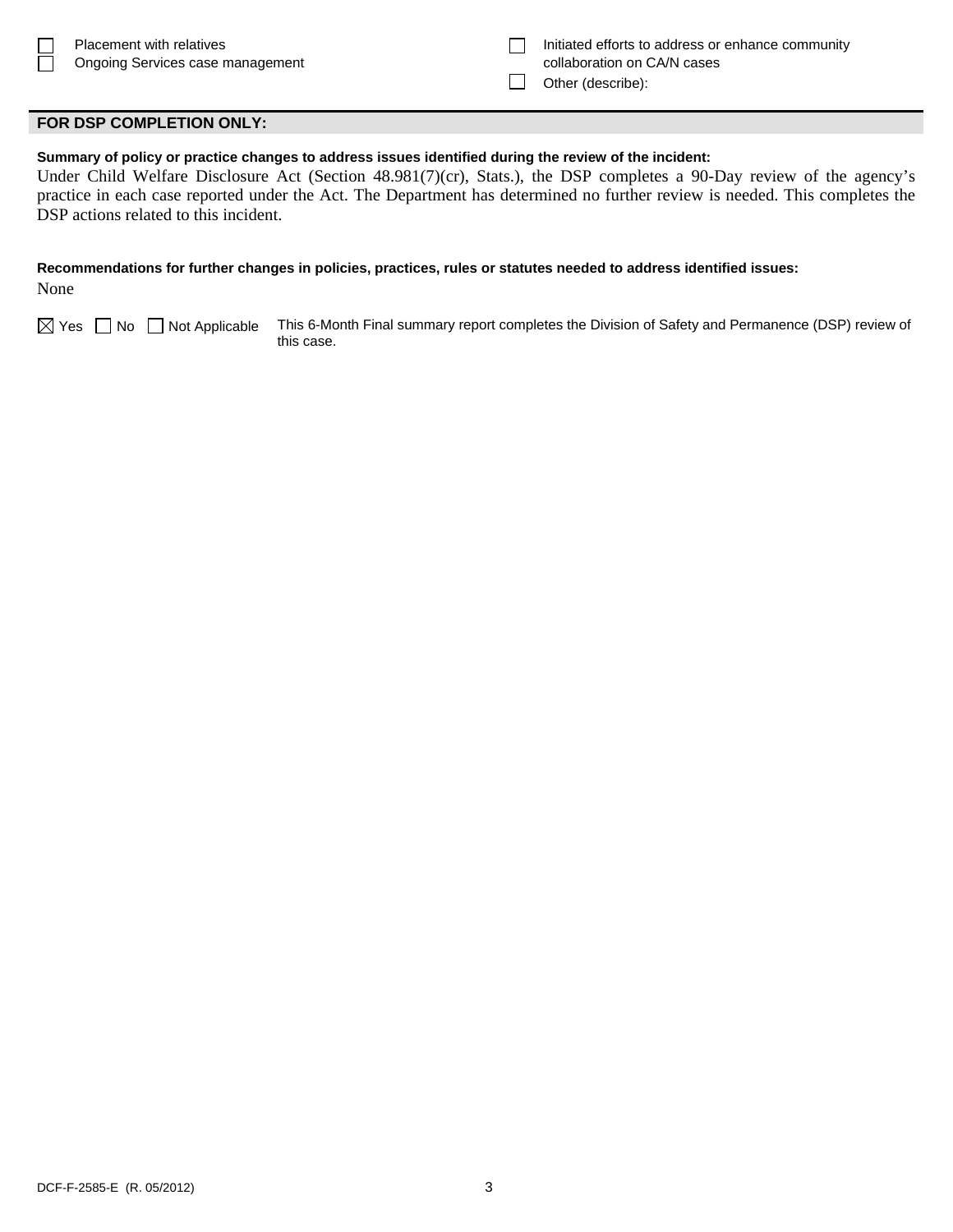- [ ] Placement with relatives
- [ ] Ongoing Services case management
- [ ] Initiated efforts to address or enhance community collaboration on CA/N cases
- [ ] Other (describe):

## FOR DSP COMPLETION ONLY:

**Summary of policy or practice changes to address issues identified during the review of the incident:**

Under Child Welfare Disclosure Act (Section 48.981(7)(cr), Stats.), the DSP completes a 90-Day review of the agency's practice in each case reported under the Act. The Department has determined no further review is needed. This completes the DSP actions related to this incident.

**Recommendations for further changes in policies, practices, rules or statutes needed to address identified issues:**

None

☒ Yes ☐ No ☐ Not Applicable — This 6-Month Final summary report completes the Division of Safety and Permanence (DSP) review of this case.

DCF-F-2585-E (R. 05/2012)